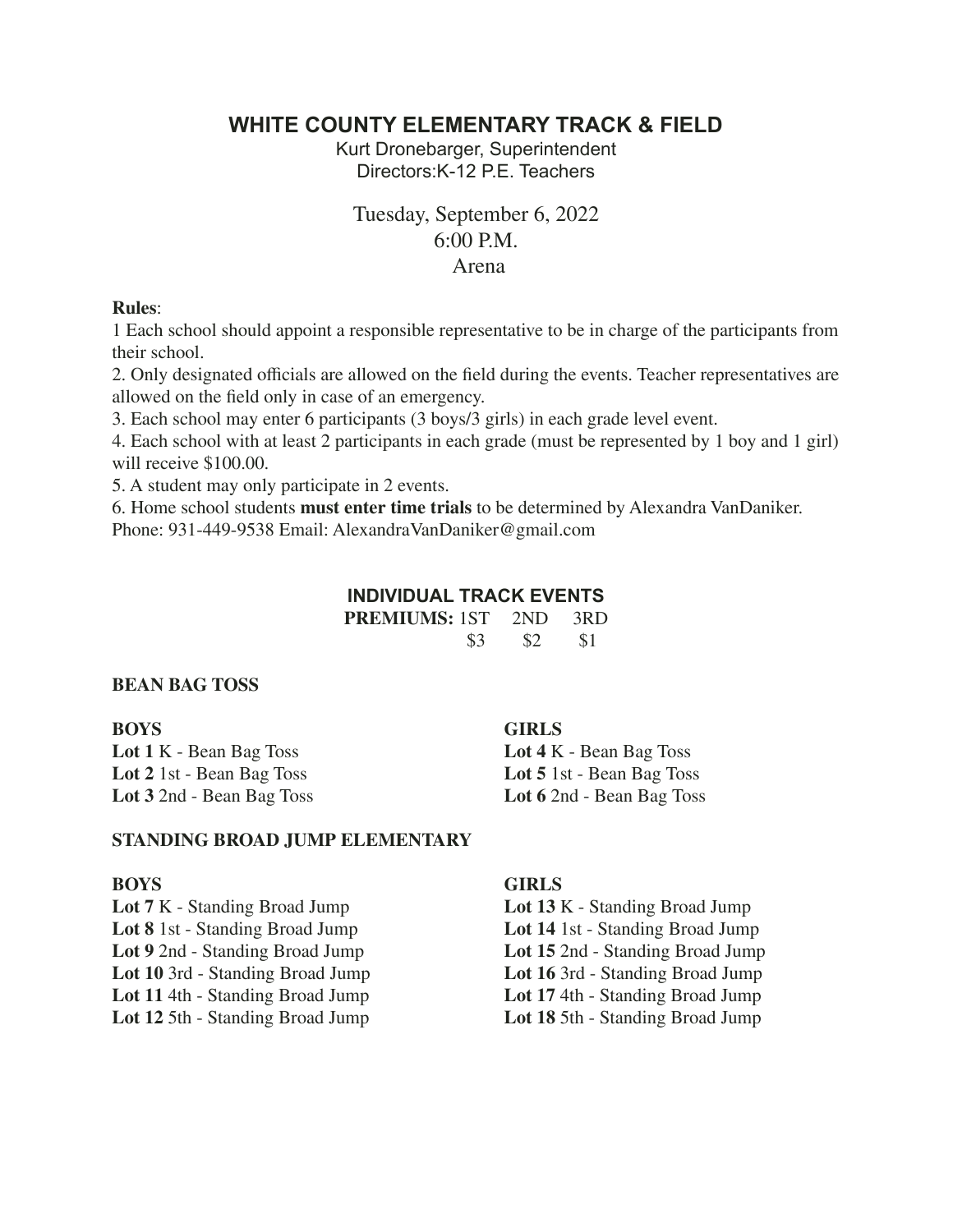# WHITE COUNTY ELEMENTARY TRACK & FIELD

Kurt Dronebarger, Superintendent
Directors:K-12 P.E. Teachers

Tuesday, September 6, 2022
6:00 P.M.
Arena

**Rules**:

1 Each school should appoint a responsible representative to be in charge of the participants from their school.

2. Only designated officials are allowed on the field during the events. Teacher representatives are allowed on the field only in case of an emergency.

3. Each school may enter 6 participants (3 boys/3 girls) in each grade level event.

4. Each school with at least 2 participants in each grade (must be represented by 1 boy and 1 girl) will receive $100.00.

5. A student may only participate in 2 events.

6. Home school students **must enter time trials** to be determined by Alexandra VanDaniker. Phone: 931-449-9538 Email: AlexandraVanDaniker@gmail.com

## INDIVIDUAL TRACK EVENTS

| **PREMIUMS:** | 1ST | 2ND | 3RD |
|---|---|---|---|
| | $3 | $2 | $1 |

### BEAN BAG TOSS

**BOYS**

**Lot 1** K - Bean Bag Toss
**Lot 2** 1st - Bean Bag Toss
**Lot 3** 2nd - Bean Bag Toss

**GIRLS**

**Lot 4** K - Bean Bag Toss
**Lot 5** 1st - Bean Bag Toss
**Lot 6** 2nd - Bean Bag Toss

### STANDING BROAD JUMP ELEMENTARY

**BOYS**

**Lot 7** K - Standing Broad Jump
**Lot 8** 1st - Standing Broad Jump
**Lot 9** 2nd - Standing Broad Jump
**Lot 10** 3rd - Standing Broad Jump
**Lot 11** 4th - Standing Broad Jump
**Lot 12** 5th - Standing Broad Jump

**GIRLS**

**Lot 13** K - Standing Broad Jump
**Lot 14** 1st - Standing Broad Jump
**Lot 15** 2nd - Standing Broad Jump
**Lot 16** 3rd - Standing Broad Jump
**Lot 17** 4th - Standing Broad Jump
**Lot 18** 5th - Standing Broad Jump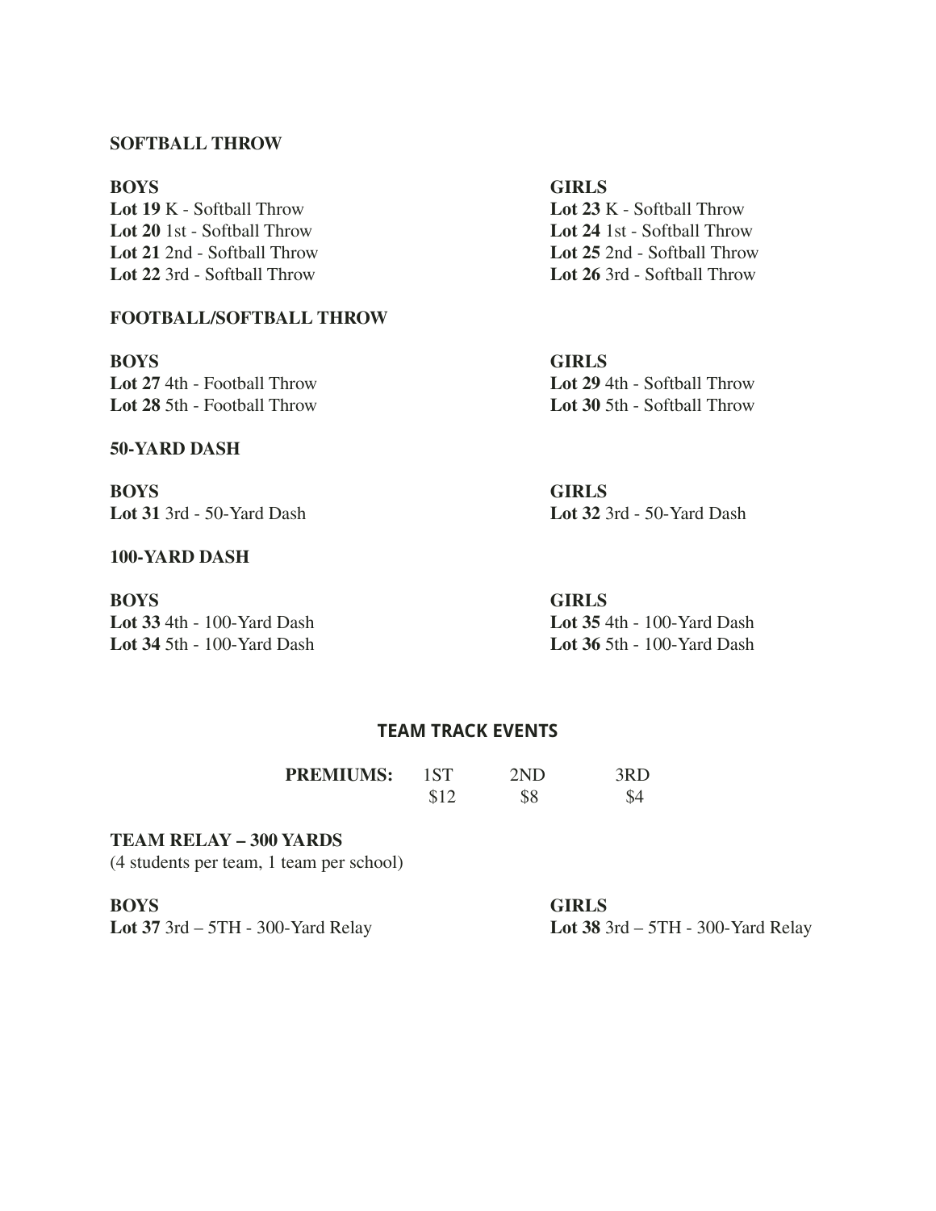**SOFTBALL THROW**

**BOYS**
**Lot 19** K - Softball Throw
**Lot 20** 1st - Softball Throw
**Lot 21** 2nd - Softball Throw
**Lot 22** 3rd - Softball Throw

**GIRLS**
**Lot 23** K - Softball Throw
**Lot 24** 1st - Softball Throw
**Lot 25** 2nd - Softball Throw
**Lot 26** 3rd - Softball Throw

**FOOTBALL/SOFTBALL THROW**

**BOYS**
**Lot 27** 4th - Football Throw
**Lot 28** 5th - Football Throw

**GIRLS**
**Lot 29** 4th - Softball Throw
**Lot 30** 5th - Softball Throw

**50-YARD DASH**

**BOYS**
**Lot 31** 3rd - 50-Yard Dash

**GIRLS**
**Lot 32** 3rd - 50-Yard Dash

**100-YARD DASH**

**BOYS**
**Lot 33** 4th - 100-Yard Dash
**Lot 34** 5th - 100-Yard Dash

**GIRLS**
**Lot 35** 4th - 100-Yard Dash
**Lot 36** 5th - 100-Yard Dash

## TEAM TRACK EVENTS

| **PREMIUMS:** | 1ST | 2ND | 3RD |
|---|---|---|---|
| | $12 | $8 | $4 |

**TEAM RELAY – 300 YARDS**
(4 students per team, 1 team per school)

**BOYS**
**Lot 37** 3rd – 5TH - 300-Yard Relay

**GIRLS**
**Lot 38** 3rd – 5TH - 300-Yard Relay